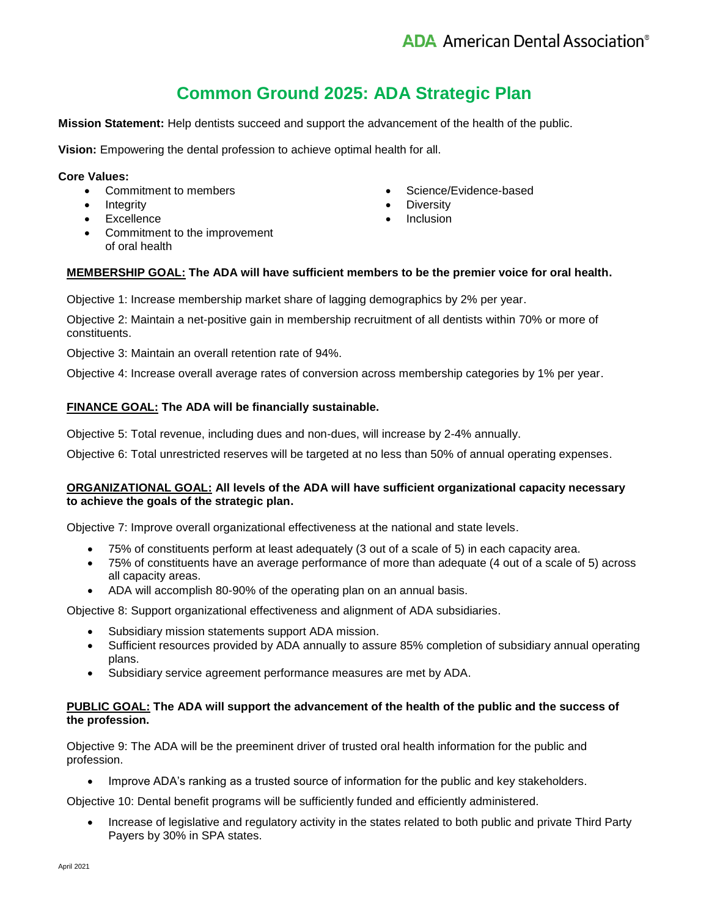# Common Ground 2025: ADA Strategic Plan

**Mission Statement:** Help dentists succeed and support the advancement of the health of the public.

**Vision:** Empowering the dental profession to achieve optimal health for all.

**Core Values:**

- Commitment to members
- Integrity
- Excellence
- Commitment to the improvement of oral health
- Science/Evidence-based
- Diversity
- Inclusion

**MEMBERSHIP GOAL: The ADA will have sufficient members to be the premier voice for oral health.**

Objective 1: Increase membership market share of lagging demographics by 2% per year.

Objective 2: Maintain a net-positive gain in membership recruitment of all dentists within 70% or more of constituents.

Objective 3: Maintain an overall retention rate of 94%.

Objective 4: Increase overall average rates of conversion across membership categories by 1% per year.

**FINANCE GOAL: The ADA will be financially sustainable.**

Objective 5: Total revenue, including dues and non-dues, will increase by 2-4% annually.

Objective 6: Total unrestricted reserves will be targeted at no less than 50% of annual operating expenses.

**ORGANIZATIONAL GOAL: All levels of the ADA will have sufficient organizational capacity necessary to achieve the goals of the strategic plan.**

Objective 7: Improve overall organizational effectiveness at the national and state levels.

- 75% of constituents perform at least adequately (3 out of a scale of 5) in each capacity area.
- 75% of constituents have an average performance of more than adequate (4 out of a scale of 5) across all capacity areas.
- ADA will accomplish 80-90% of the operating plan on an annual basis.

Objective 8: Support organizational effectiveness and alignment of ADA subsidiaries.

- Subsidiary mission statements support ADA mission.
- Sufficient resources provided by ADA annually to assure 85% completion of subsidiary annual operating plans.
- Subsidiary service agreement performance measures are met by ADA.

**PUBLIC GOAL: The ADA will support the advancement of the health of the public and the success of the profession.**

Objective 9: The ADA will be the preeminent driver of trusted oral health information for the public and profession.

- Improve ADA's ranking as a trusted source of information for the public and key stakeholders.

Objective 10: Dental benefit programs will be sufficiently funded and efficiently administered.

- Increase of legislative and regulatory activity in the states related to both public and private Third Party Payers by 30% in SPA states.

April 2021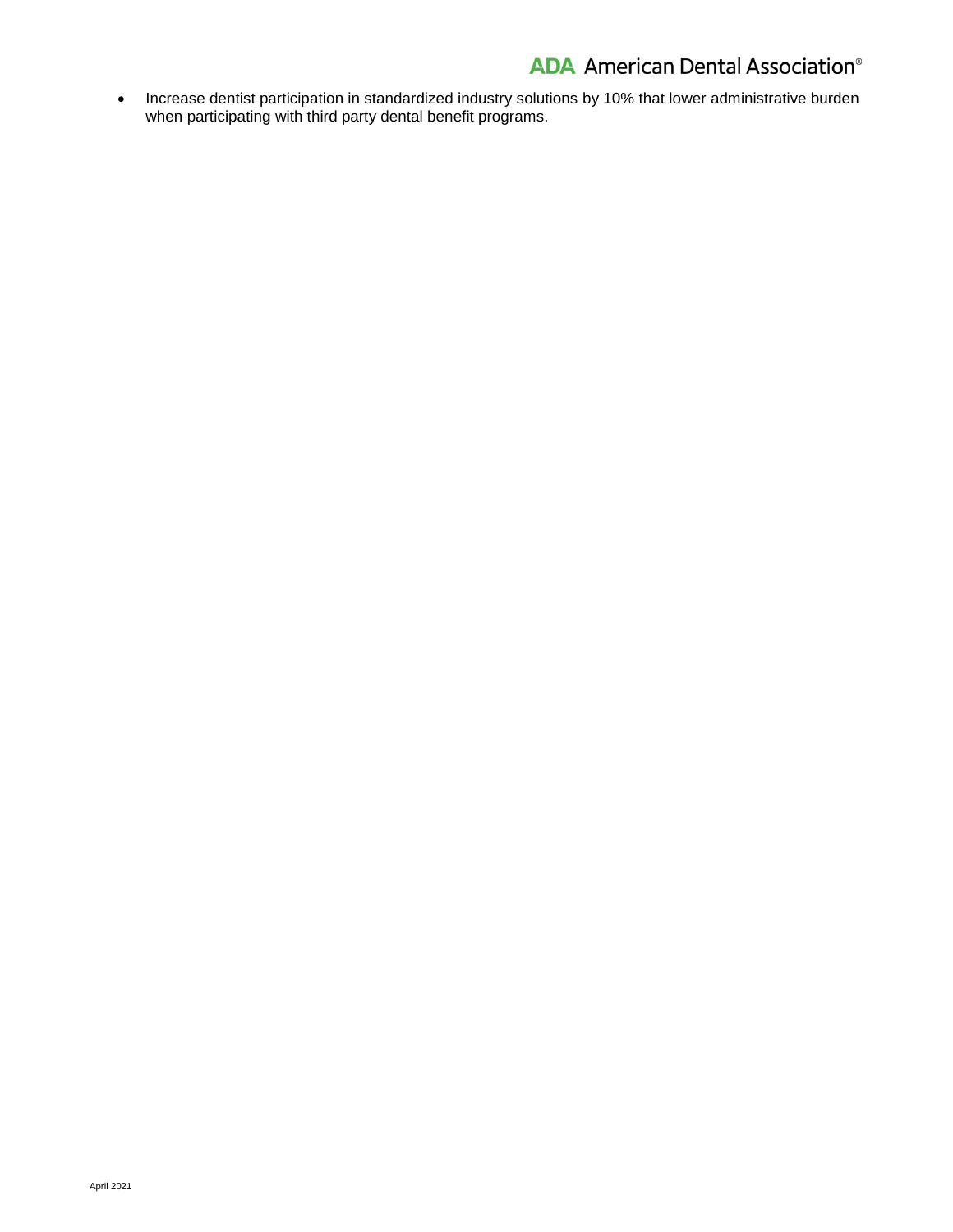- Increase dentist participation in standardized industry solutions by 10% that lower administrative burden when participating with third party dental benefit programs.